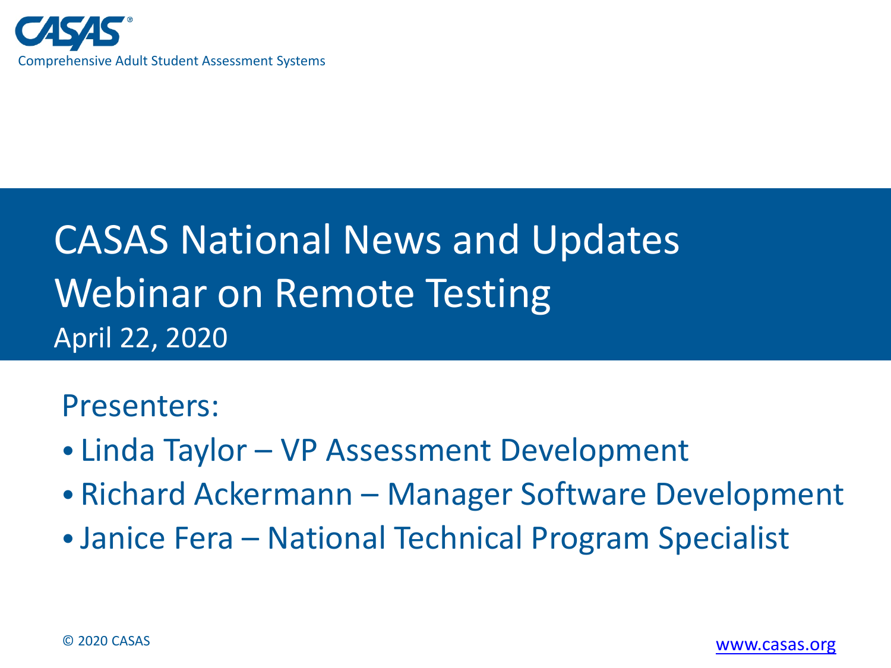CASAS®

Comprehensive Adult Student Assessment Systems

# CASAS National News and Updates
# Webinar on Remote Testing

April 22, 2020

Presenters:

- Linda Taylor – VP Assessment Development
- Richard Ackermann – Manager Software Development
- Janice Fera – National Technical Program Specialist

© 2020 CASAS

www.casas.org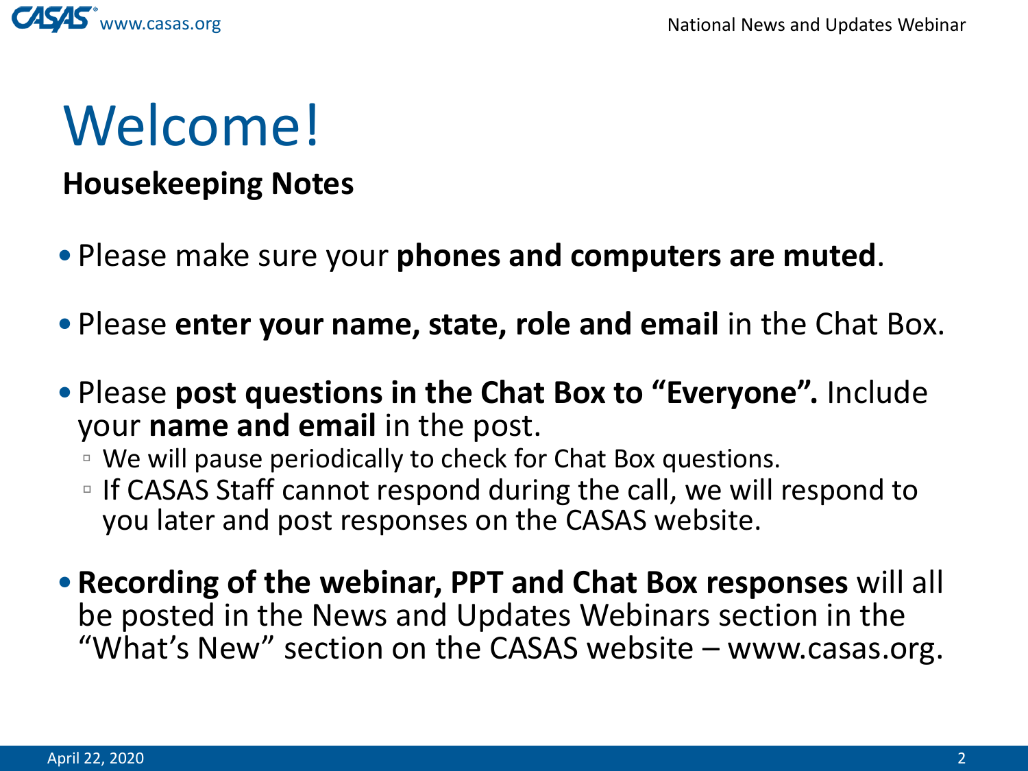# Welcome!

**Housekeeping Notes**

- Please make sure your **phones and computers are muted**.
- Please **enter your name, state, role and email** in the Chat Box.
- Please **post questions in the Chat Box to "Everyone".** Include your **name and email** in the post.
  - We will pause periodically to check for Chat Box questions.
  - If CASAS Staff cannot respond during the call, we will respond to you later and post responses on the CASAS website.
- **Recording of the webinar, PPT and Chat Box responses** will all be posted in the News and Updates Webinars section in the "What's New" section on the CASAS website – www.casas.org.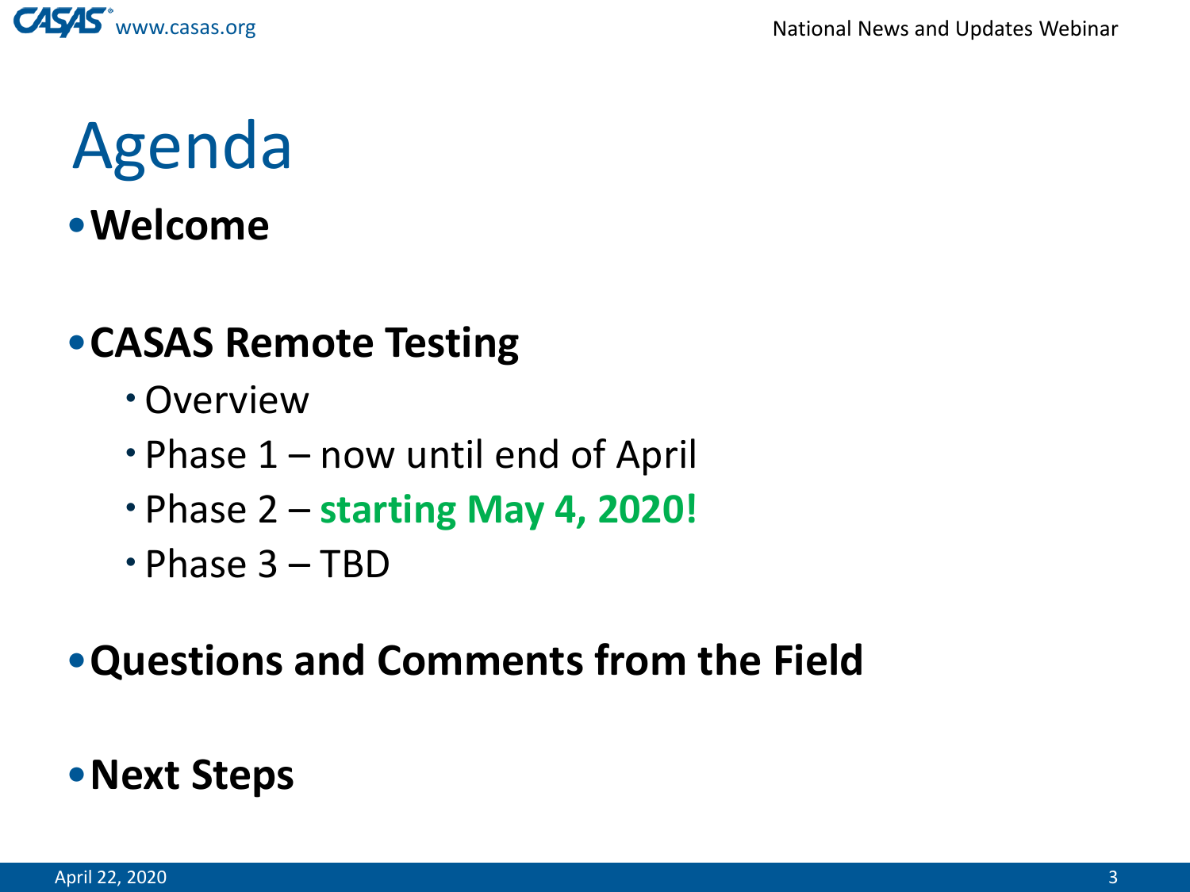# Agenda

- **Welcome**
- **CASAS Remote Testing**
  - Overview
  - Phase 1 – now until end of April
  - Phase 2 – **starting May 4, 2020!**
  - Phase 3 – TBD
- **Questions and Comments from the Field**
- **Next Steps**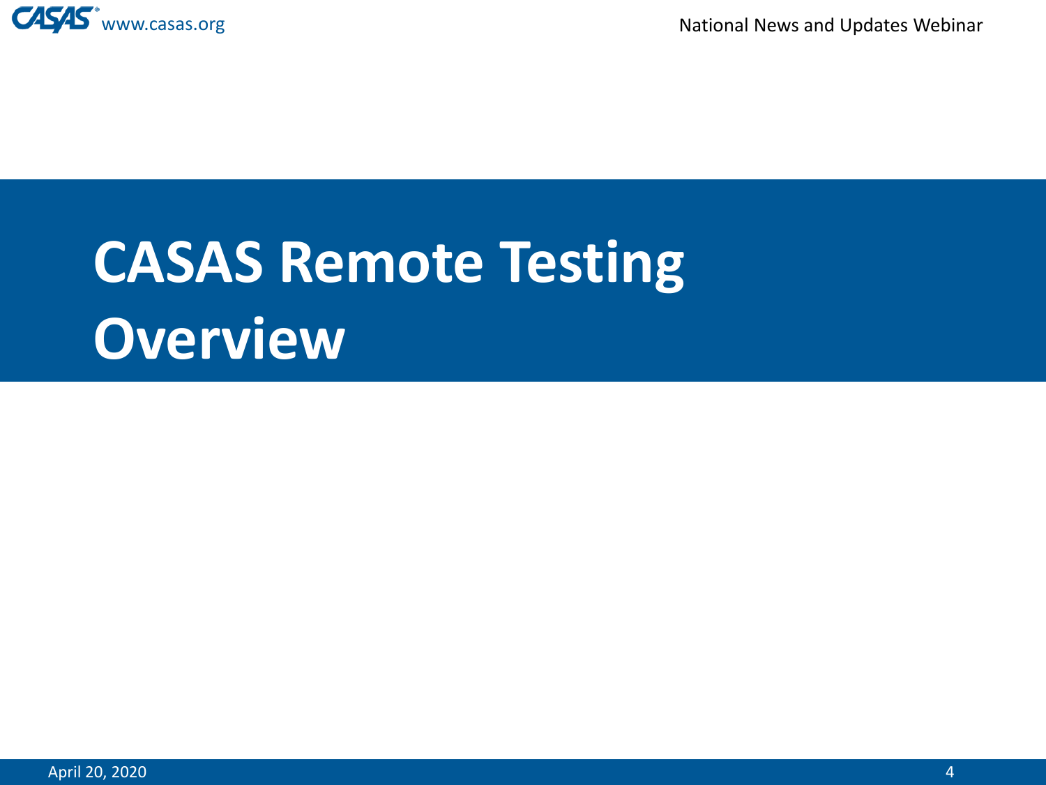# CASAS Remote Testing Overview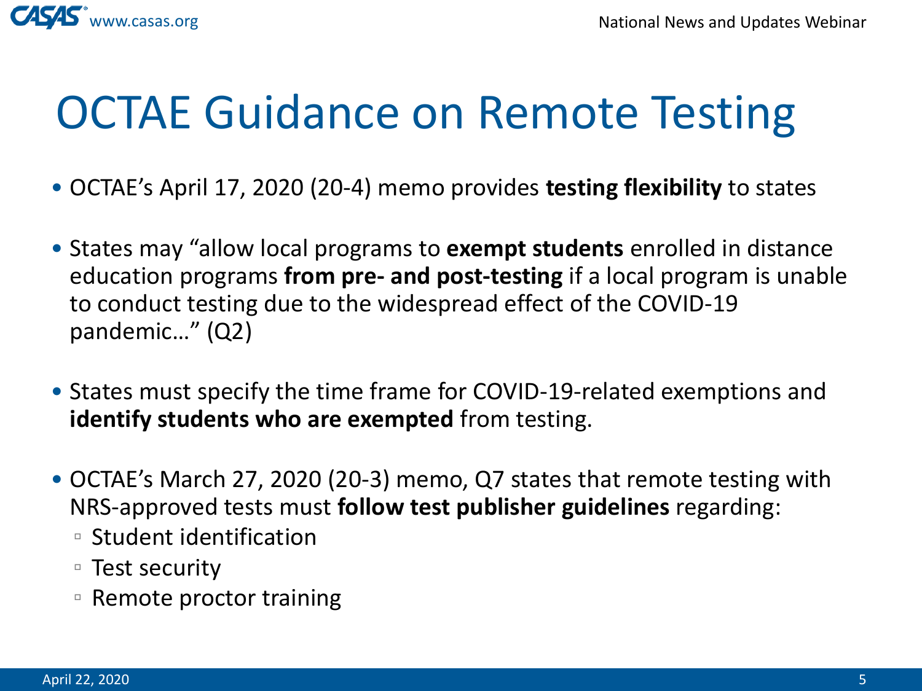# OCTAE Guidance on Remote Testing

- OCTAE's April 17, 2020 (20-4) memo provides **testing flexibility** to states
- States may "allow local programs to **exempt students** enrolled in distance education programs **from pre- and post-testing** if a local program is unable to conduct testing due to the widespread effect of the COVID-19 pandemic…" (Q2)
- States must specify the time frame for COVID-19-related exemptions and **identify students who are exempted** from testing.
- OCTAE's March 27, 2020 (20-3) memo, Q7 states that remote testing with NRS-approved tests must **follow test publisher guidelines** regarding:
  - Student identification
  - Test security
  - Remote proctor training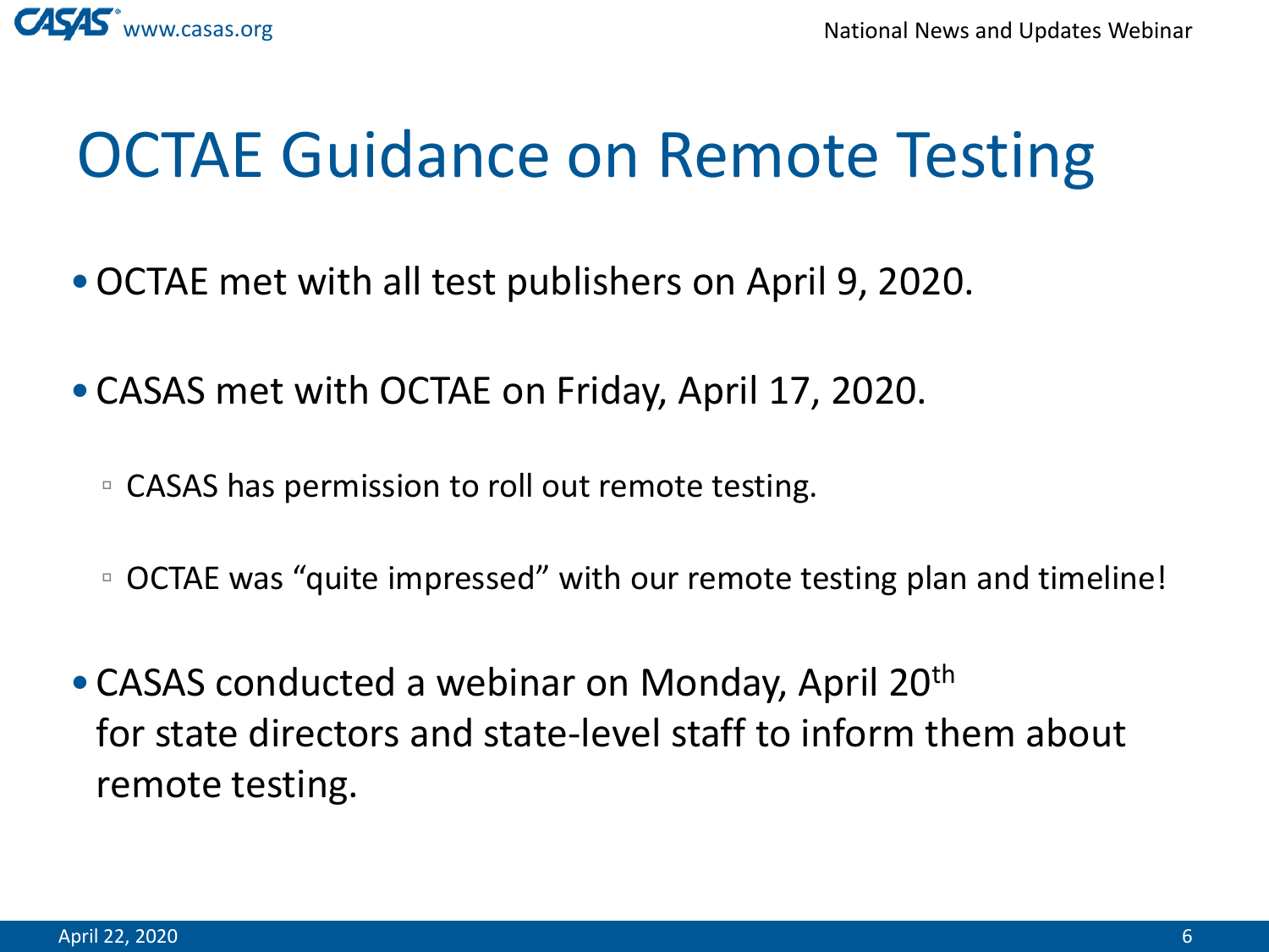# OCTAE Guidance on Remote Testing

- OCTAE met with all test publishers on April 9, 2020.
- CASAS met with OCTAE on Friday, April 17, 2020.
  - CASAS has permission to roll out remote testing.
  - OCTAE was "quite impressed" with our remote testing plan and timeline!
- CASAS conducted a webinar on Monday, April 20th for state directors and state-level staff to inform them about remote testing.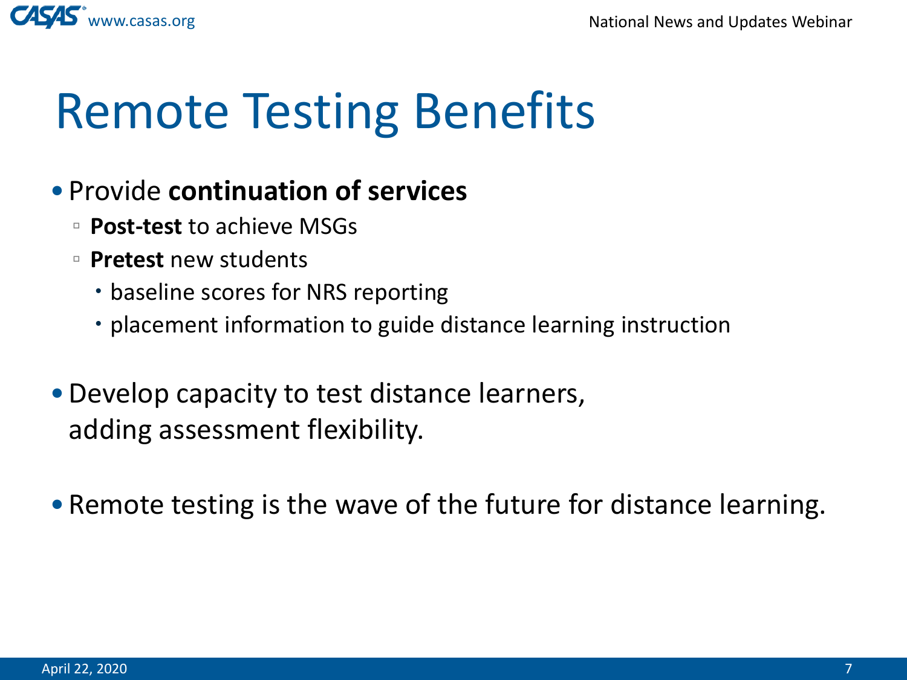# Remote Testing Benefits

- Provide **continuation of services**
  - **Post-test** to achieve MSGs
  - **Pretest** new students
    - baseline scores for NRS reporting
    - placement information to guide distance learning instruction

- Develop capacity to test distance learners, adding assessment flexibility.

- Remote testing is the wave of the future for distance learning.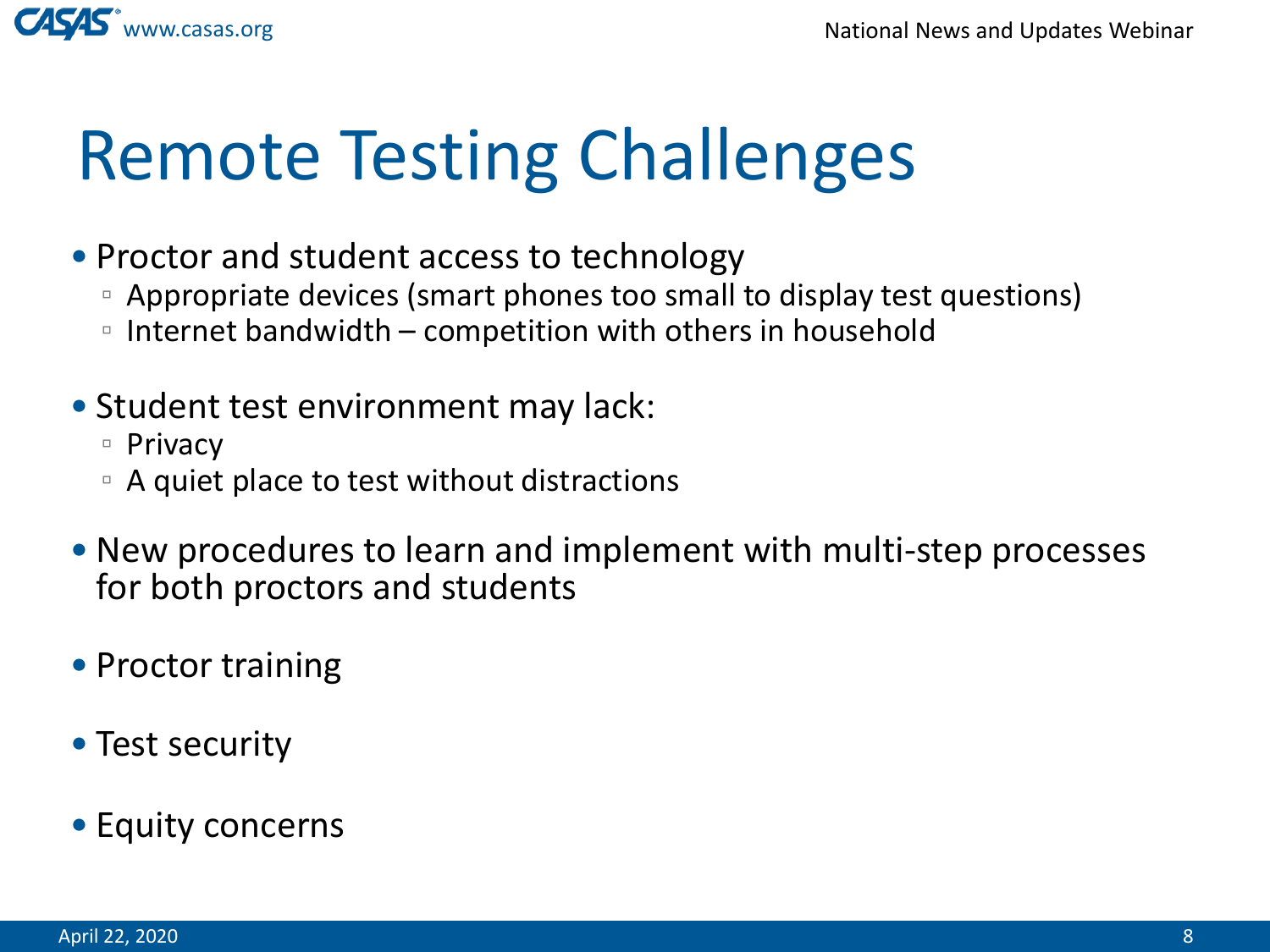# Remote Testing Challenges

- Proctor and student access to technology
  - Appropriate devices (smart phones too small to display test questions)
  - Internet bandwidth – competition with others in household
- Student test environment may lack:
  - Privacy
  - A quiet place to test without distractions
- New procedures to learn and implement with multi-step processes for both proctors and students
- Proctor training
- Test security
- Equity concerns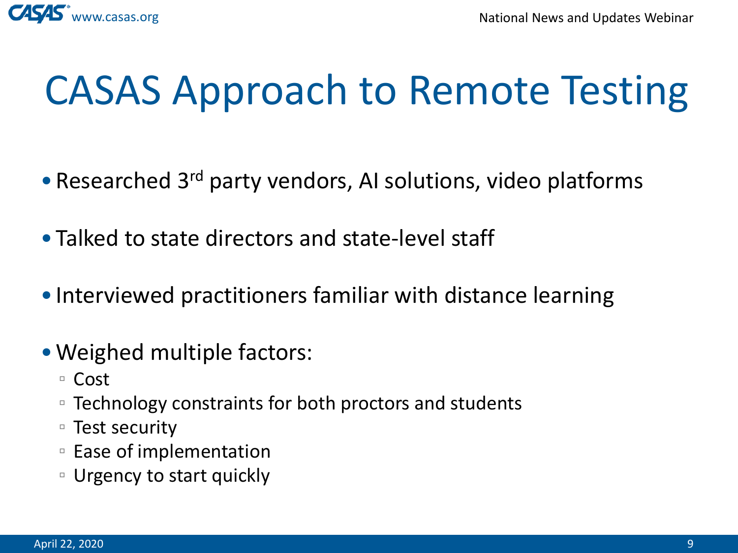# CASAS Approach to Remote Testing

- Researched 3rd party vendors, AI solutions, video platforms
- Talked to state directors and state-level staff
- Interviewed practitioners familiar with distance learning
- Weighed multiple factors:
  - Cost
  - Technology constraints for both proctors and students
  - Test security
  - Ease of implementation
  - Urgency to start quickly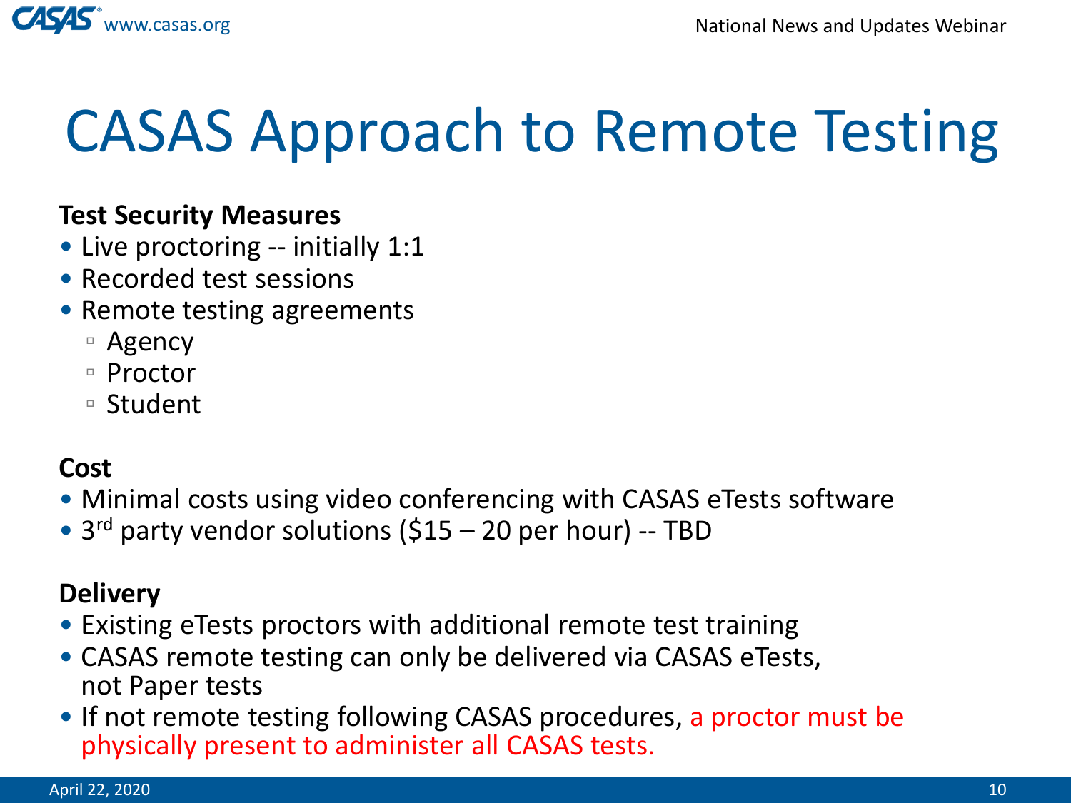# CASAS Approach to Remote Testing

**Test Security Measures**

- Live proctoring -- initially 1:1
- Recorded test sessions
- Remote testing agreements
  - Agency
  - Proctor
  - Student

**Cost**

- Minimal costs using video conferencing with CASAS eTests software
- 3rd party vendor solutions ($15 – 20 per hour) -- TBD

**Delivery**

- Existing eTests proctors with additional remote test training
- CASAS remote testing can only be delivered via CASAS eTests, not Paper tests
- If not remote testing following CASAS procedures, a proctor must be physically present to administer all CASAS tests.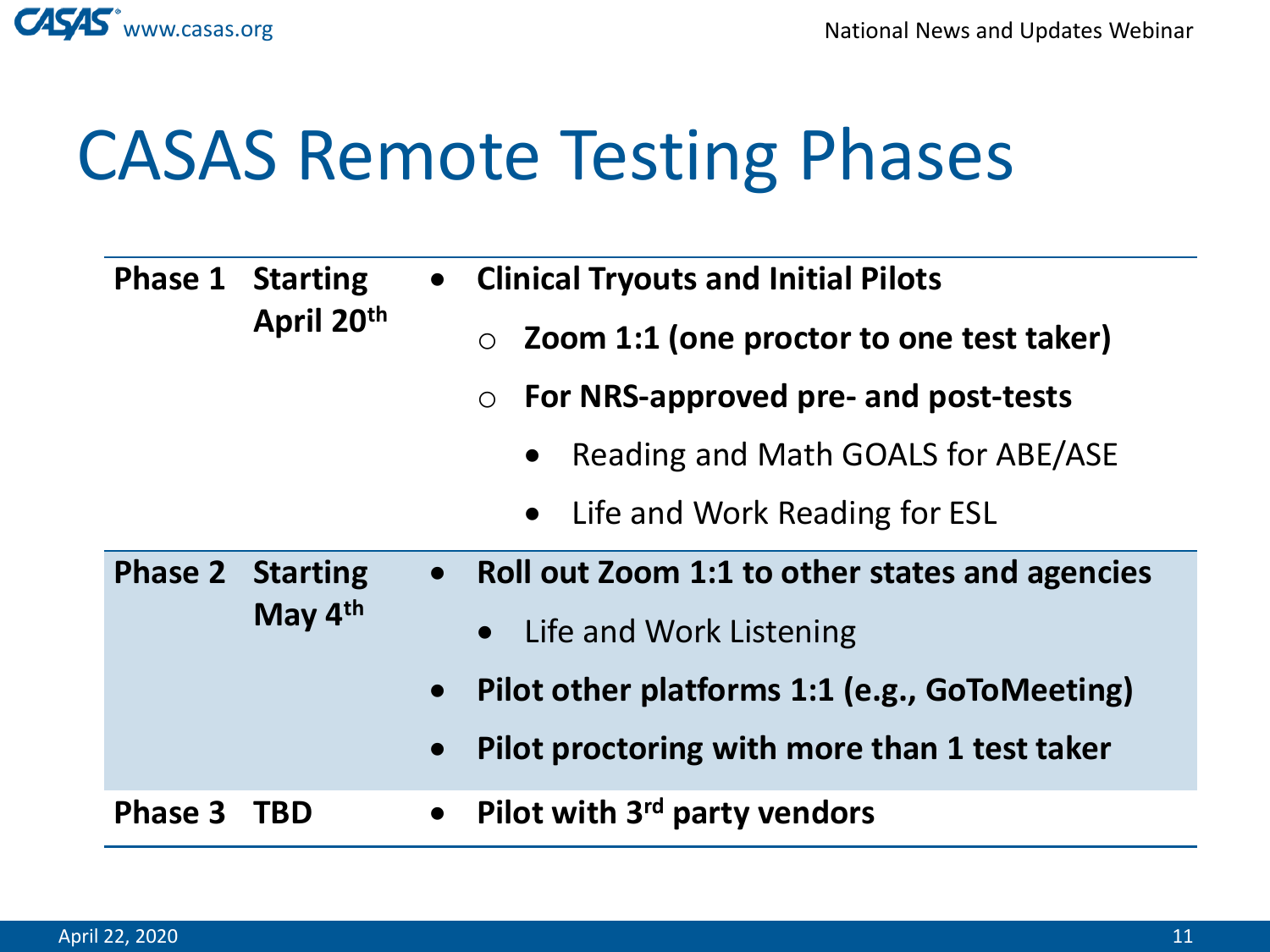# CASAS Remote Testing Phases

| Phase | Start | Activities |
|---|---|---|
| **Phase 1** | **Starting April 20th** | • **Clinical Tryouts and Initial Pilots**<br>  ○ **Zoom 1:1 (one proctor to one test taker)**<br>  ○ **For NRS-approved pre- and post-tests**<br>    • Reading and Math GOALS for ABE/ASE<br>    • Life and Work Reading for ESL |
| **Phase 2** | **Starting May 4th** | • **Roll out Zoom 1:1 to other states and agencies**<br>  • Life and Work Listening<br>• **Pilot other platforms 1:1 (e.g., GoToMeeting)**<br>• **Pilot proctoring with more than 1 test taker** |
| **Phase 3** | **TBD** | • **Pilot with 3rd party vendors** |

April 22, 2020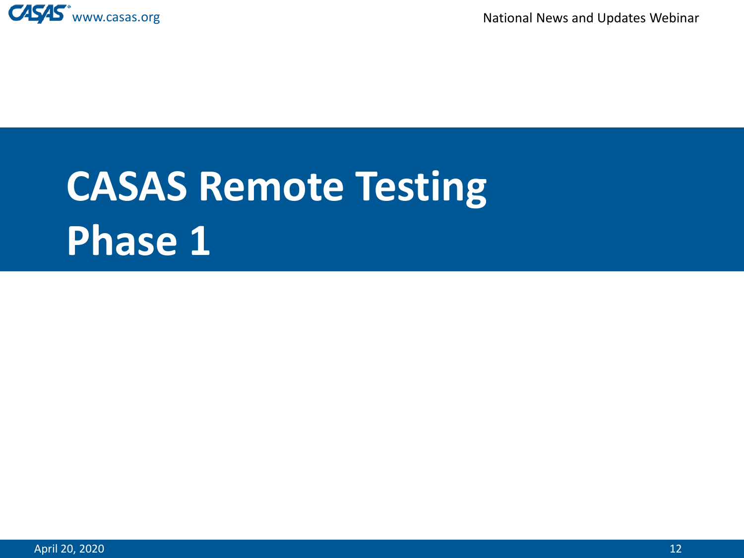# CASAS Remote Testing Phase 1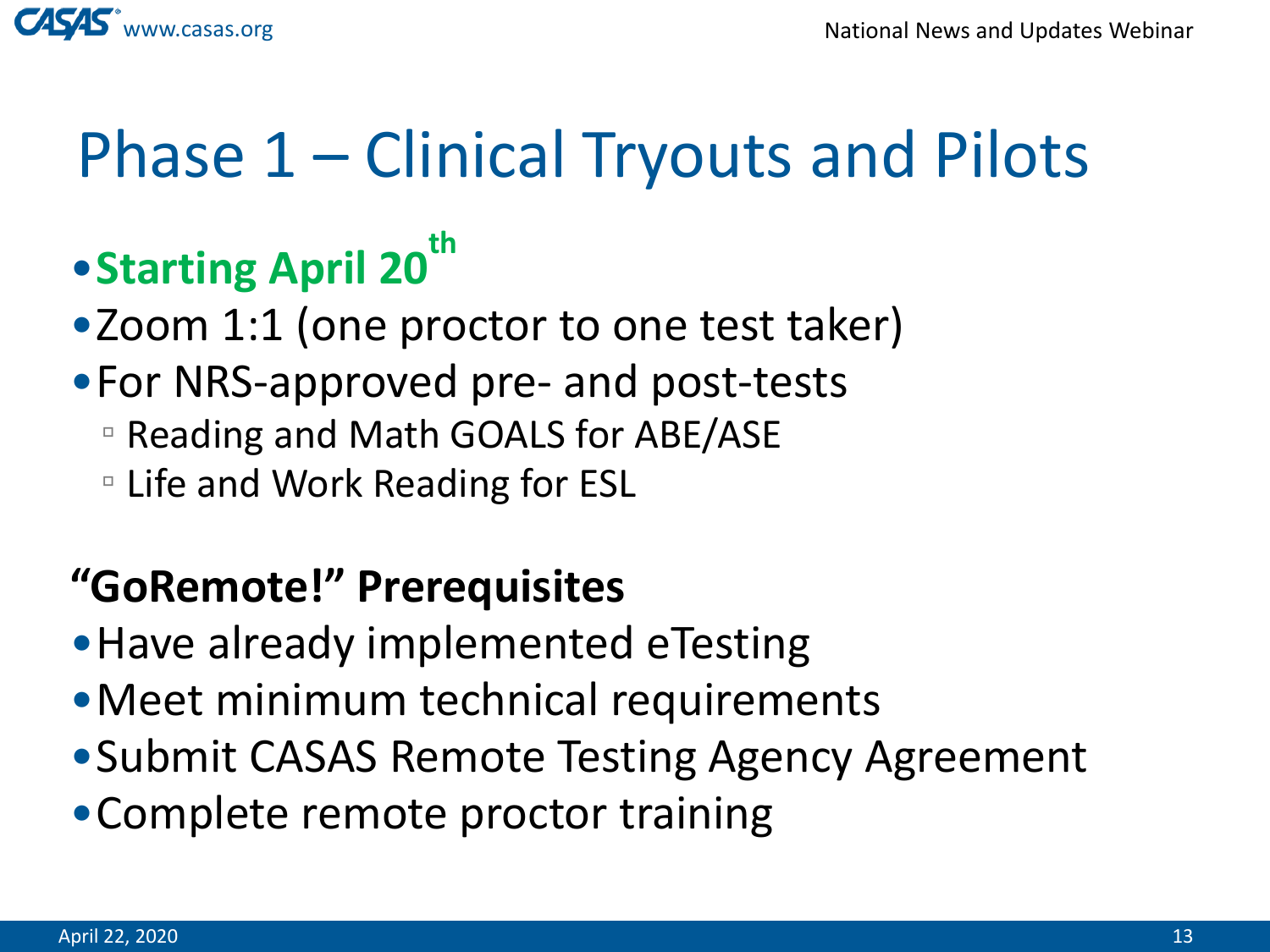# Phase 1 – Clinical Tryouts and Pilots

- **Starting April 20th**
- Zoom 1:1 (one proctor to one test taker)
- For NRS-approved pre- and post-tests
  - Reading and Math GOALS for ABE/ASE
  - Life and Work Reading for ESL

**"GoRemote!" Prerequisites**

- Have already implemented eTesting
- Meet minimum technical requirements
- Submit CASAS Remote Testing Agency Agreement
- Complete remote proctor training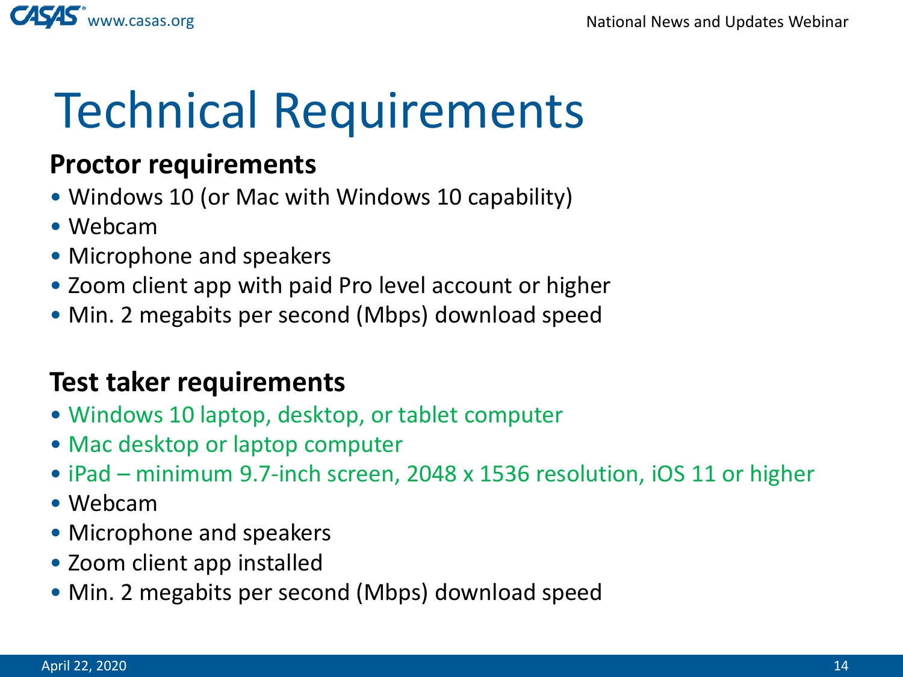# Technical Requirements

**Proctor requirements**

- Windows 10 (or Mac with Windows 10 capability)
- Webcam
- Microphone and speakers
- Zoom client app with paid Pro level account or higher
- Min. 2 megabits per second (Mbps) download speed

**Test taker requirements**

- Windows 10 laptop, desktop, or tablet computer
- Mac desktop or laptop computer
- iPad – minimum 9.7-inch screen, 2048 x 1536 resolution, iOS 11 or higher
- Webcam
- Microphone and speakers
- Zoom client app installed
- Min. 2 megabits per second (Mbps) download speed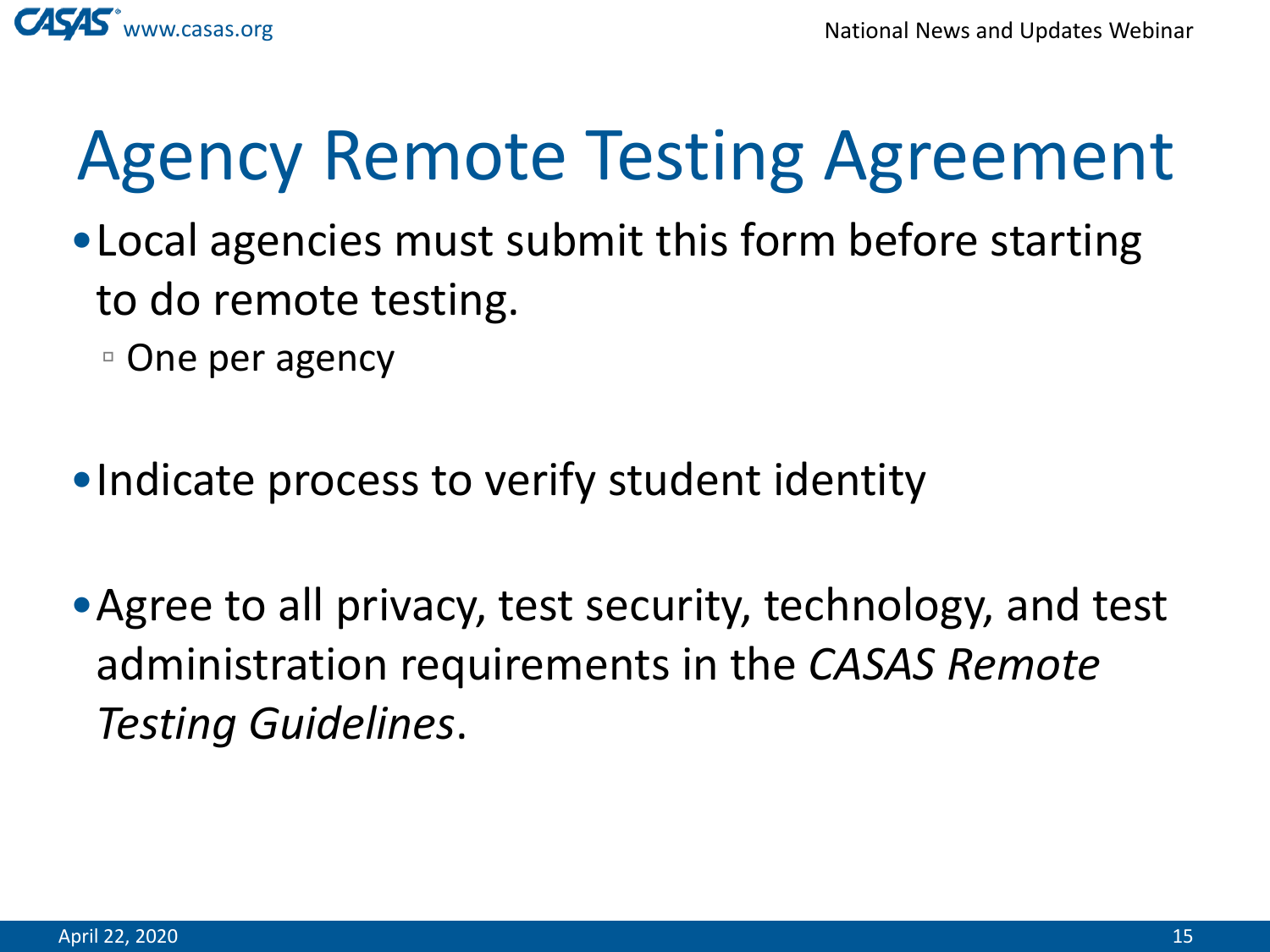# Agency Remote Testing Agreement

- Local agencies must submit this form before starting to do remote testing.
  - One per agency
- Indicate process to verify student identity
- Agree to all privacy, test security, technology, and test administration requirements in the *CASAS Remote Testing Guidelines*.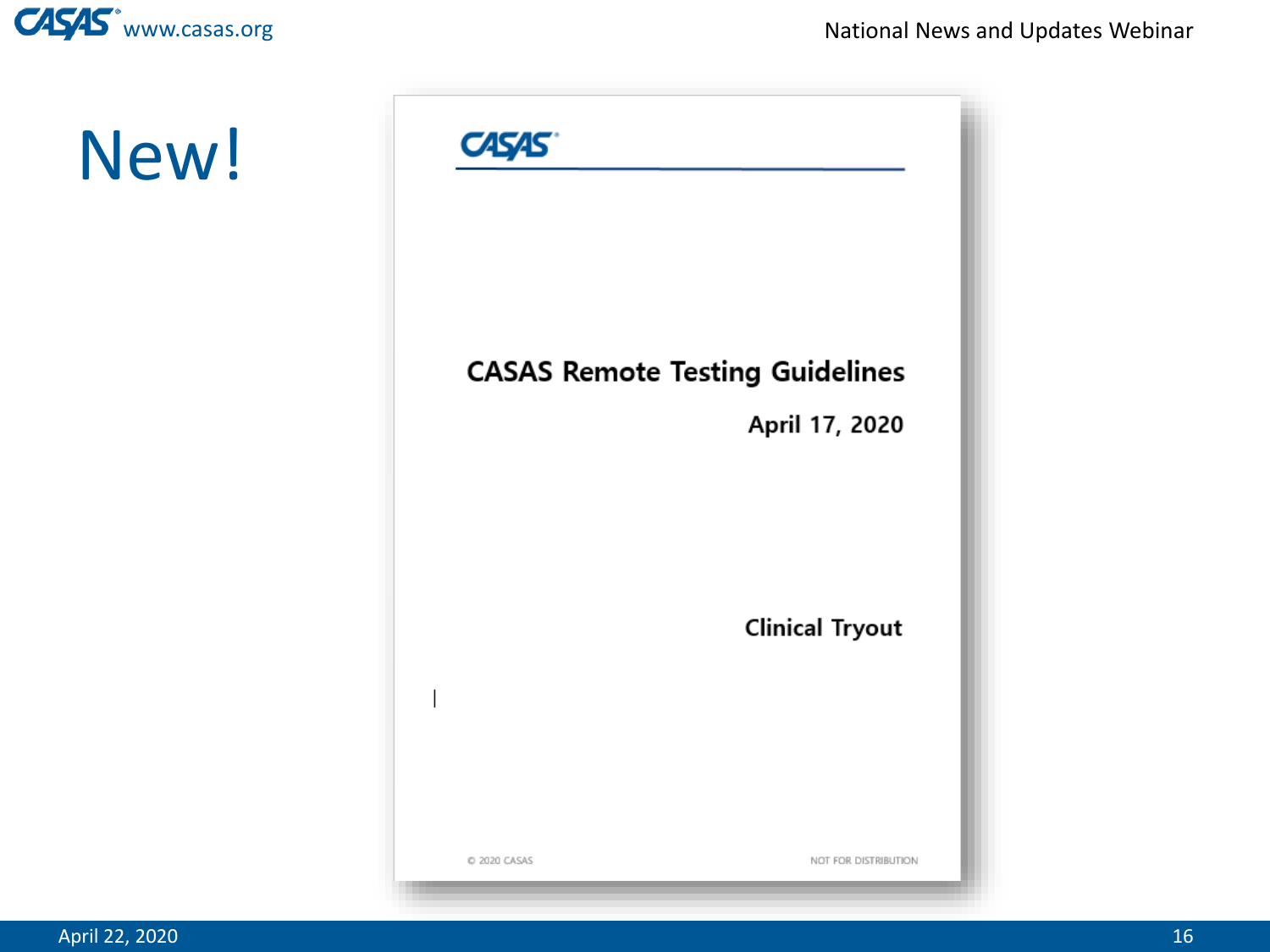# New!

CASAS

**CASAS Remote Testing Guidelines**

**April 17, 2020**

**Clinical Tryout**

© 2020 CASAS

NOT FOR DISTRIBUTION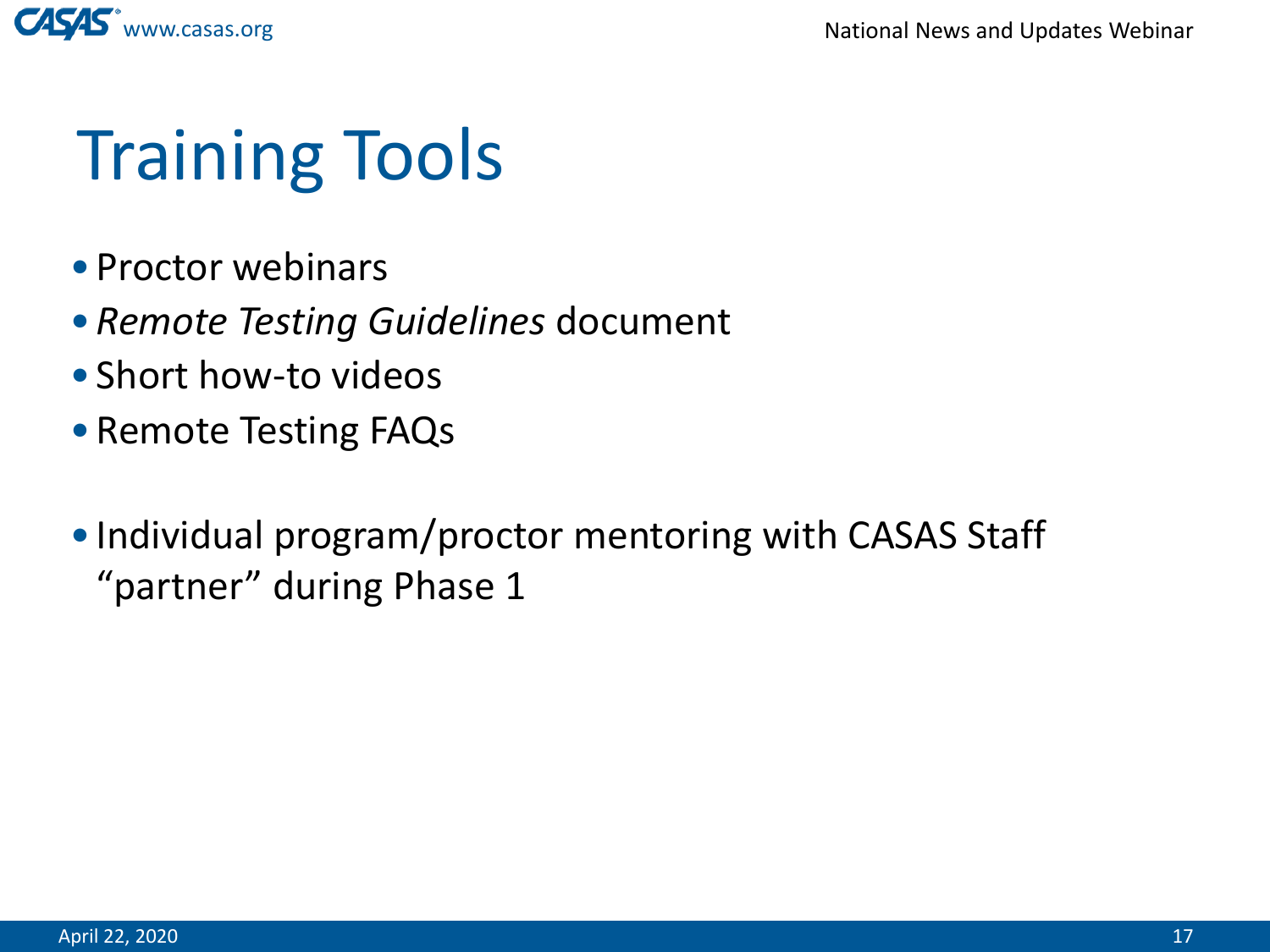# Training Tools

- Proctor webinars
- *Remote Testing Guidelines* document
- Short how-to videos
- Remote Testing FAQs

- Individual program/proctor mentoring with CASAS Staff "partner" during Phase 1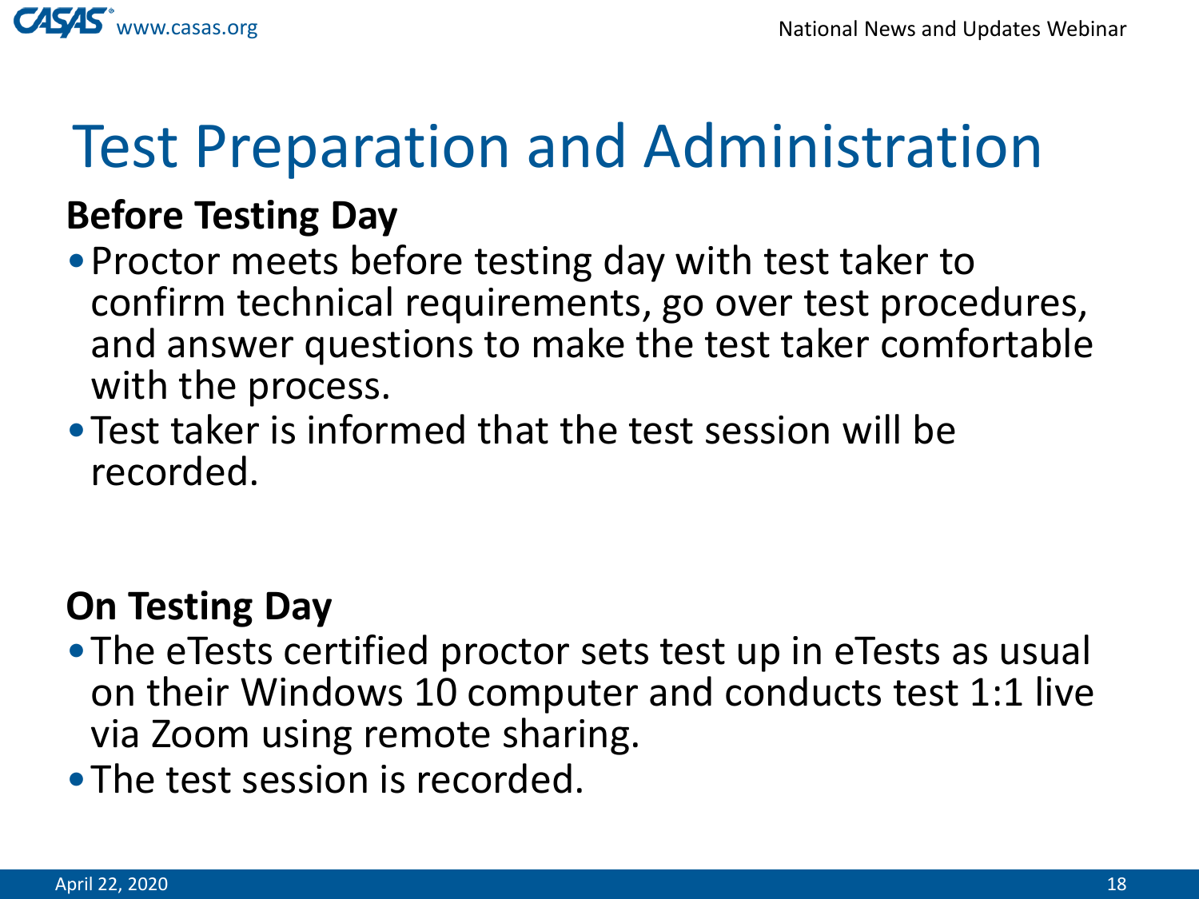# Test Preparation and Administration

**Before Testing Day**

- Proctor meets before testing day with test taker to confirm technical requirements, go over test procedures, and answer questions to make the test taker comfortable with the process.
- Test taker is informed that the test session will be recorded.

**On Testing Day**

- The eTests certified proctor sets test up in eTests as usual on their Windows 10 computer and conducts test 1:1 live via Zoom using remote sharing.
- The test session is recorded.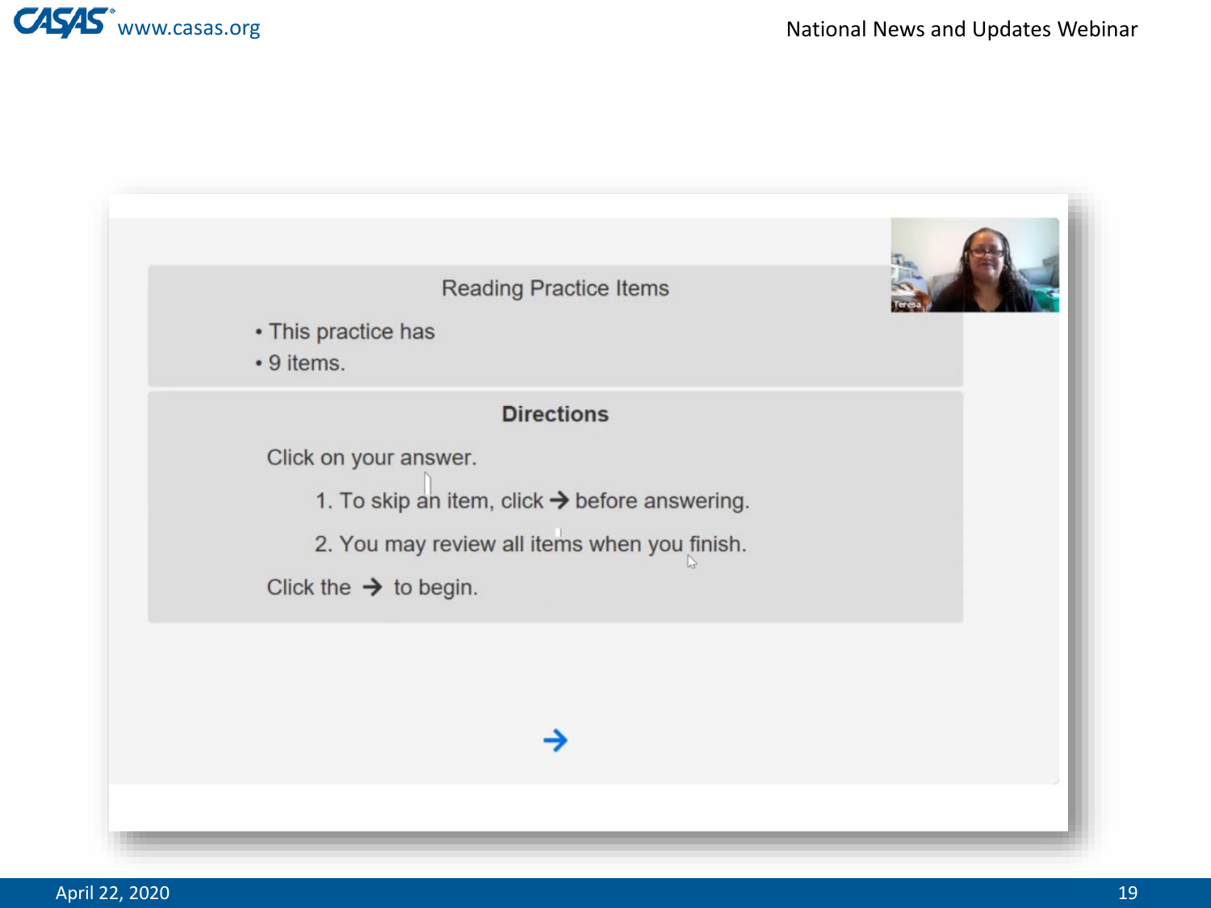## Reading Practice Items

- This practice has
- 9 items.

### Directions

Click on your answer.

1. To skip an item, click → before answering.
2. You may review all items when you finish.

Click the → to begin.

→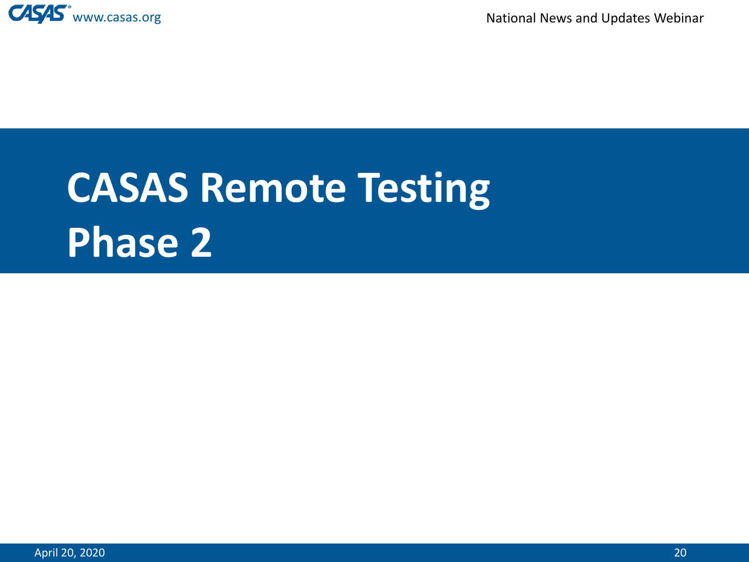# CASAS Remote Testing Phase 2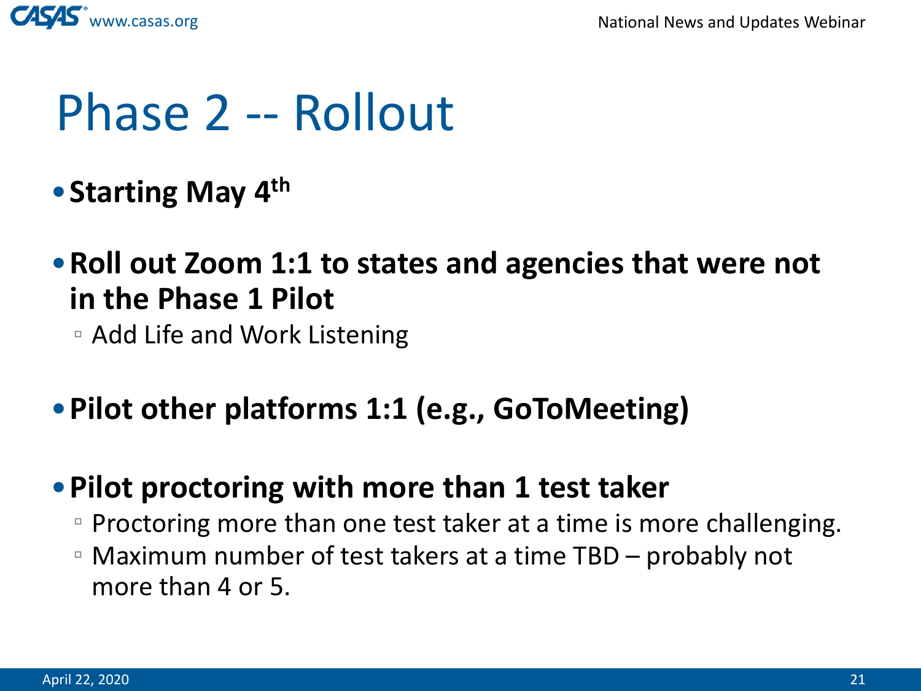# Phase 2 -- Rollout

- **Starting May 4th**
- **Roll out Zoom 1:1 to states and agencies that were not in the Phase 1 Pilot**
  - Add Life and Work Listening
- **Pilot other platforms 1:1 (e.g., GoToMeeting)**
- **Pilot proctoring with more than 1 test taker**
  - Proctoring more than one test taker at a time is more challenging.
  - Maximum number of test takers at a time TBD – probably not more than 4 or 5.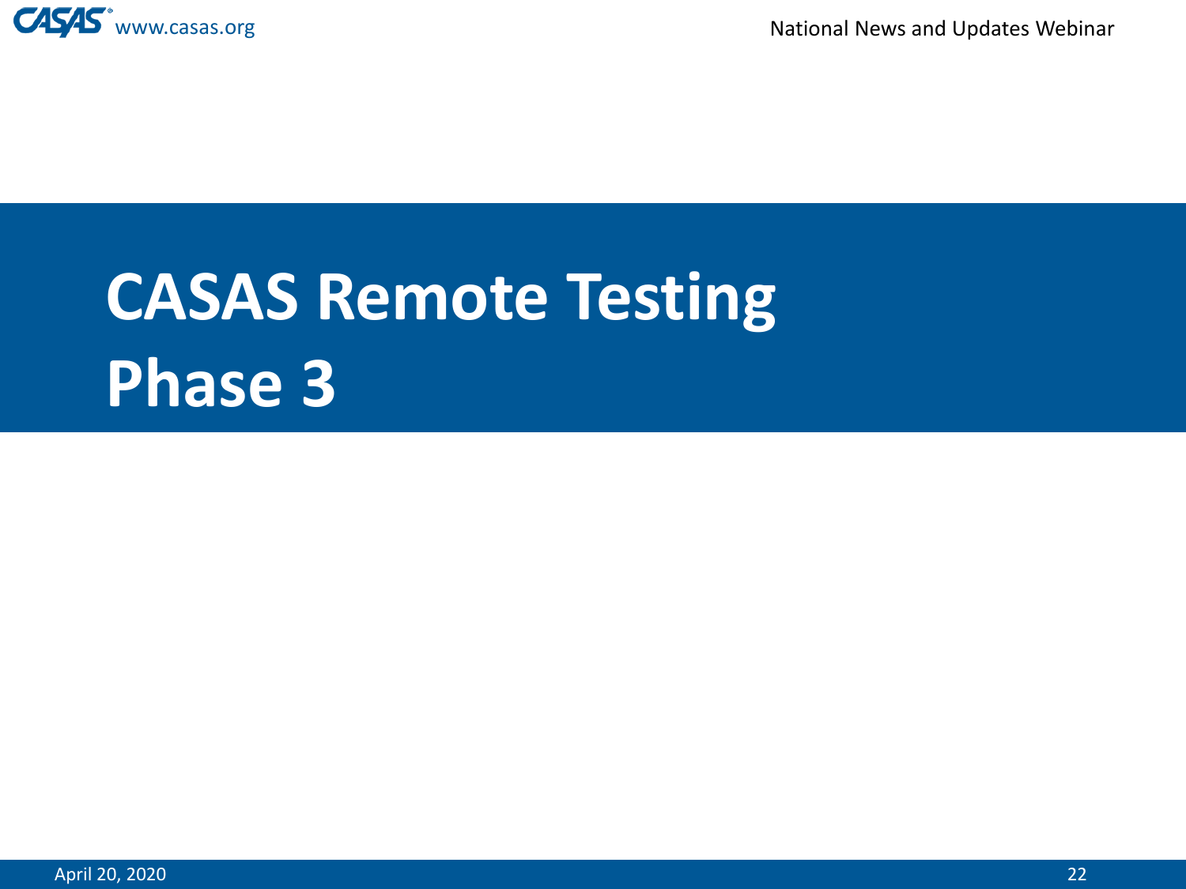# CASAS Remote Testing Phase 3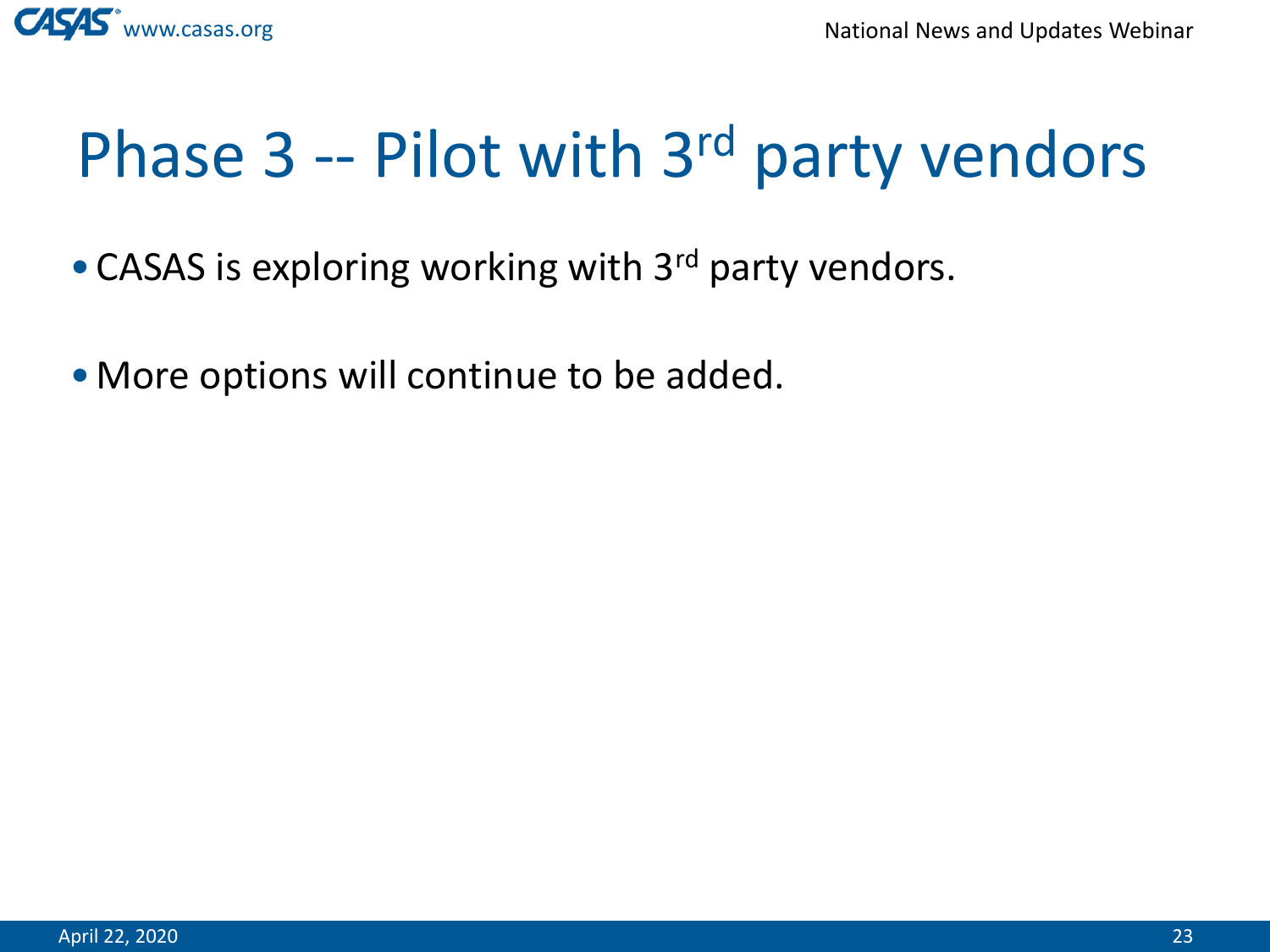# Phase 3 -- Pilot with 3rd party vendors

- CASAS is exploring working with 3rd party vendors.
- More options will continue to be added.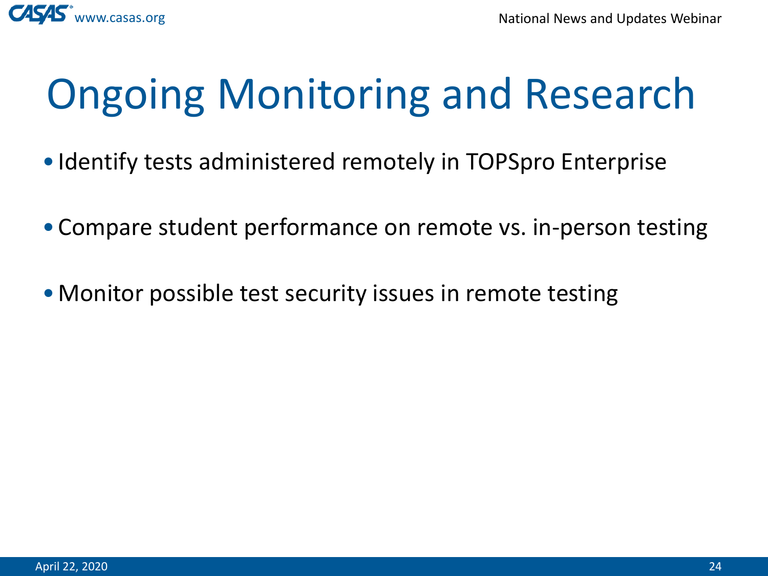# Ongoing Monitoring and Research

- Identify tests administered remotely in TOPSpro Enterprise
- Compare student performance on remote vs. in-person testing
- Monitor possible test security issues in remote testing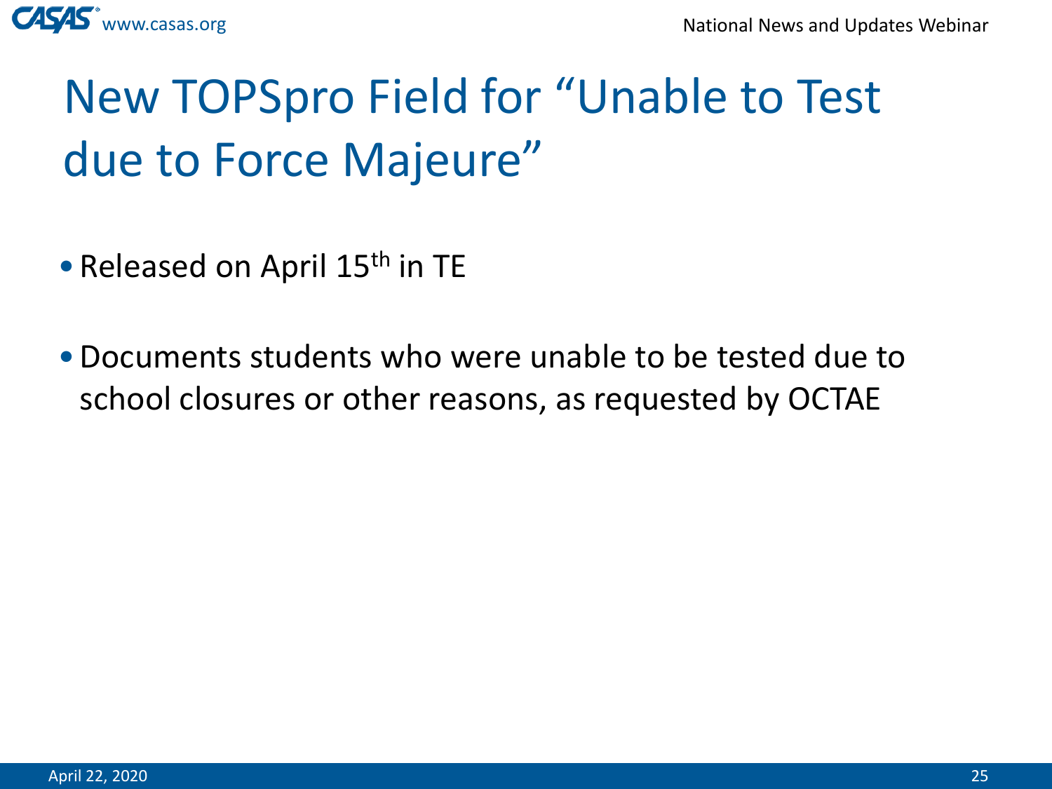# New TOPSpro Field for "Unable to Test due to Force Majeure"

- Released on April 15th in TE
- Documents students who were unable to be tested due to school closures or other reasons, as requested by OCTAE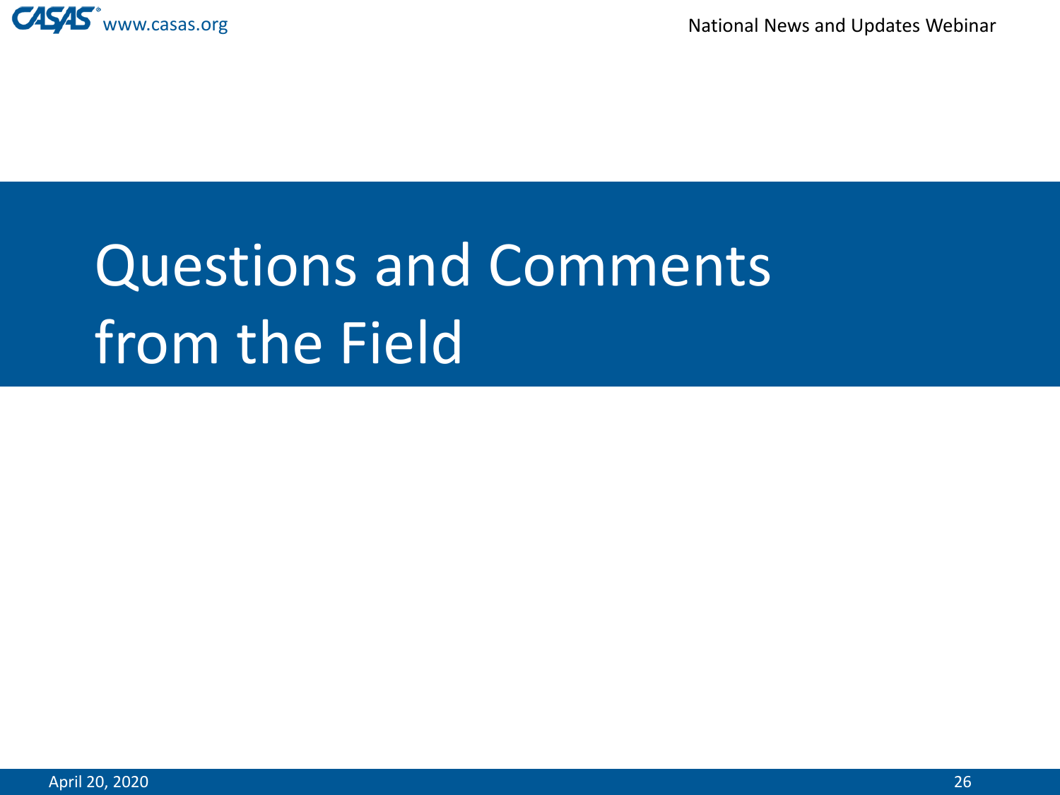# Questions and Comments from the Field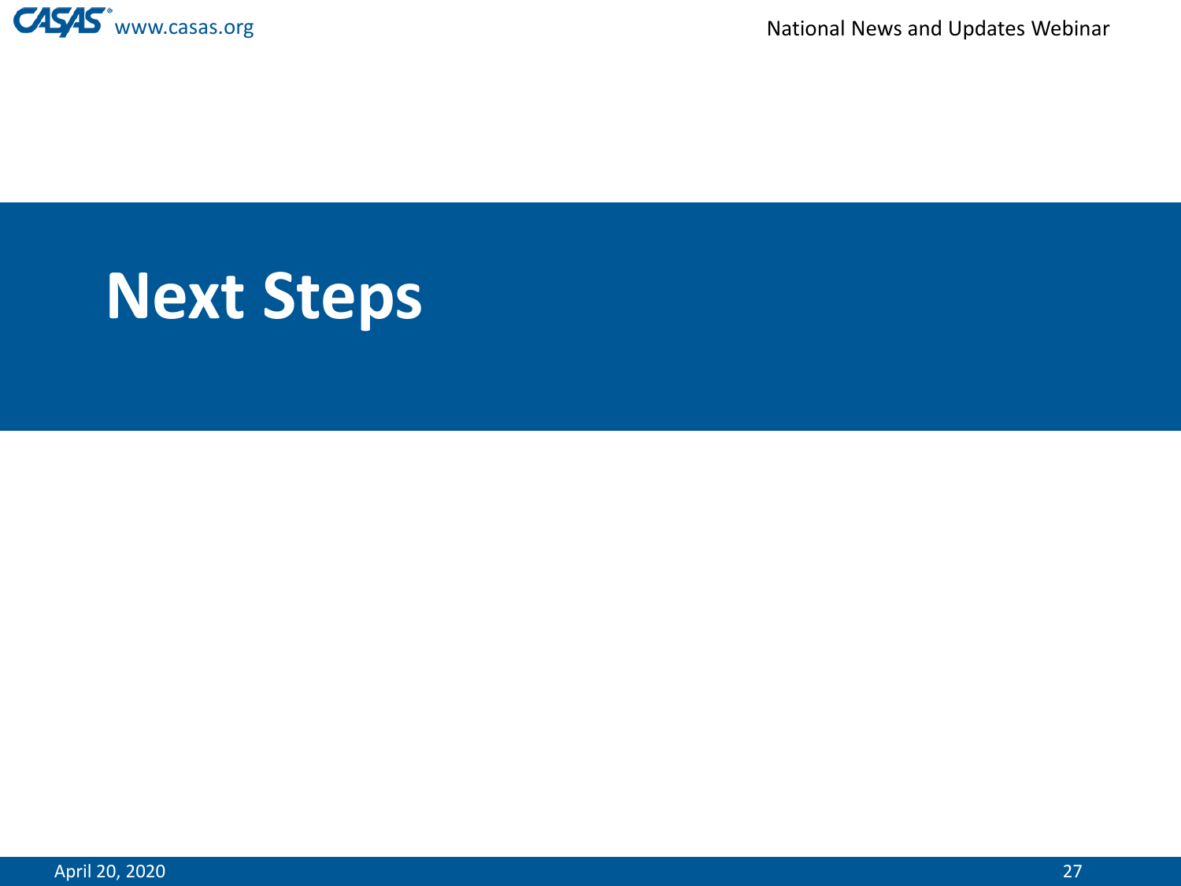# Next Steps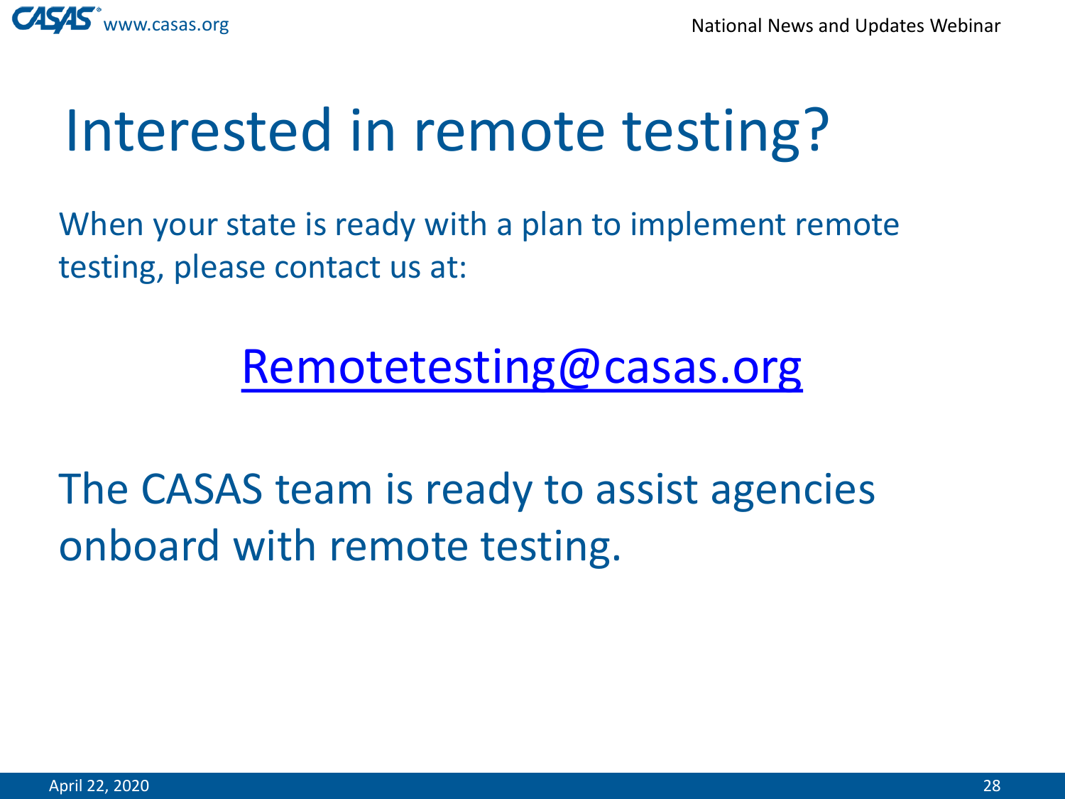# Interested in remote testing?

When your state is ready with a plan to implement remote testing, please contact us at:

Remotetesting@casas.org

The CASAS team is ready to assist agencies onboard with remote testing.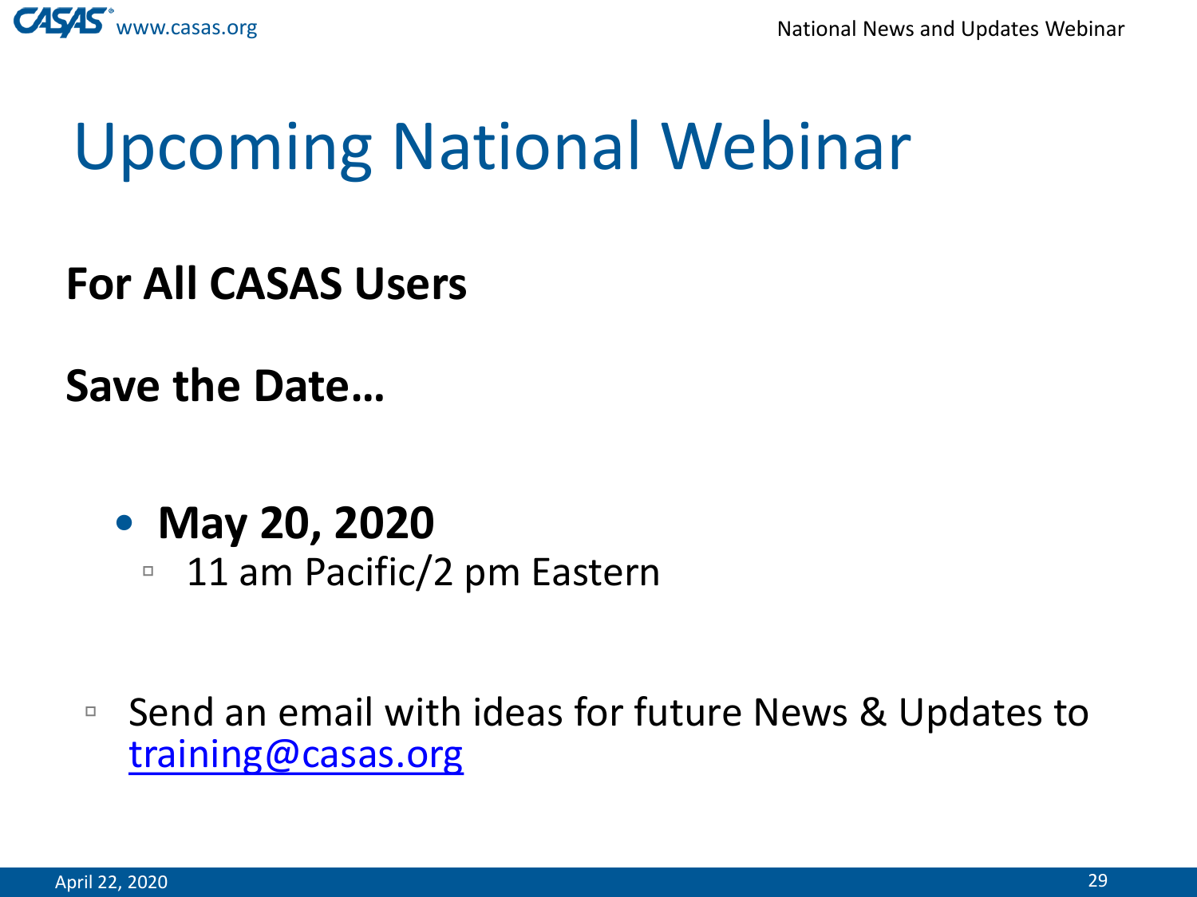# Upcoming National Webinar

**For All CASAS Users**

**Save the Date…**

- **May 20, 2020**
  - 11 am Pacific/2 pm Eastern

- Send an email with ideas for future News & Updates to training@casas.org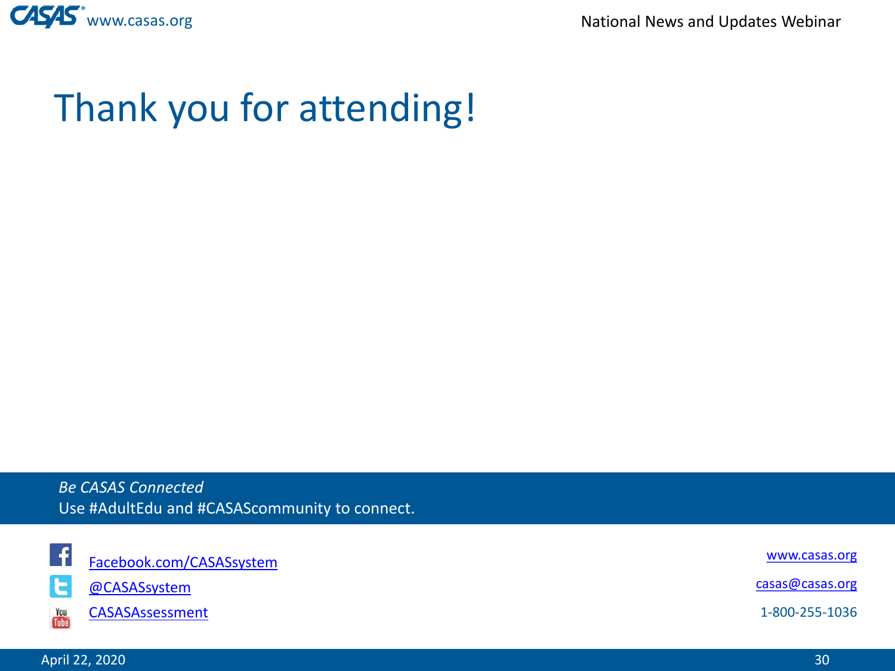# Thank you for attending!

*Be CASAS Connected*

Use #AdultEdu and #CASAScommunity to connect.

Facebook.com/CASASsystem

@CASASsystem

CASASAssessment

www.casas.org

casas@casas.org

1-800-255-1036